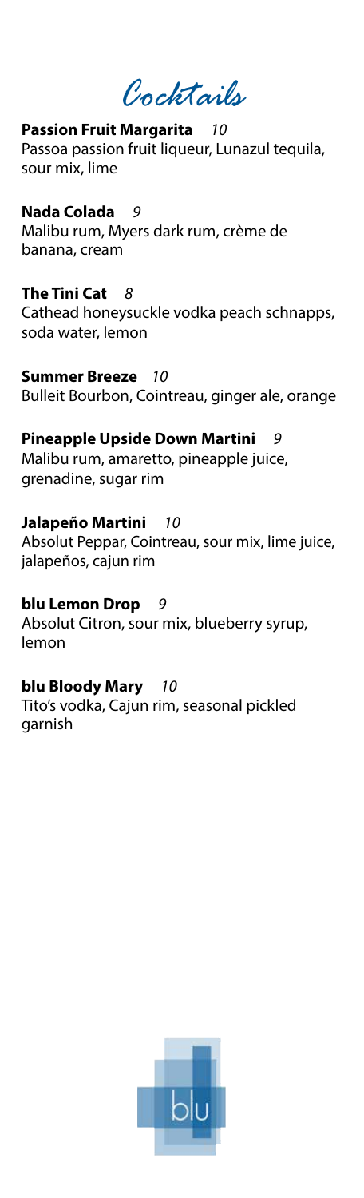# Cocktails

**Passion Fruit Margarita** *10*
Passoa passion fruit liqueur, Lunazul tequila, sour mix, lime

**Nada Colada** *9*
Malibu rum, Myers dark rum, crème de banana, cream

**The Tini Cat** *8*
Cathead honeysuckle vodka peach schnapps, soda water, lemon

**Summer Breeze** *10*
Bulleit Bourbon, Cointreau, ginger ale, orange

**Pineapple Upside Down Martini** *9*
Malibu rum, amaretto, pineapple juice, grenadine, sugar rim

**Jalapeño Martini** *10*
Absolut Peppar, Cointreau, sour mix, lime juice, jalapeños, cajun rim

**blu Lemon Drop** *9*
Absolut Citron, sour mix, blueberry syrup, lemon

**blu Bloody Mary** *10*
Tito's vodka, Cajun rim, seasonal pickled garnish

blu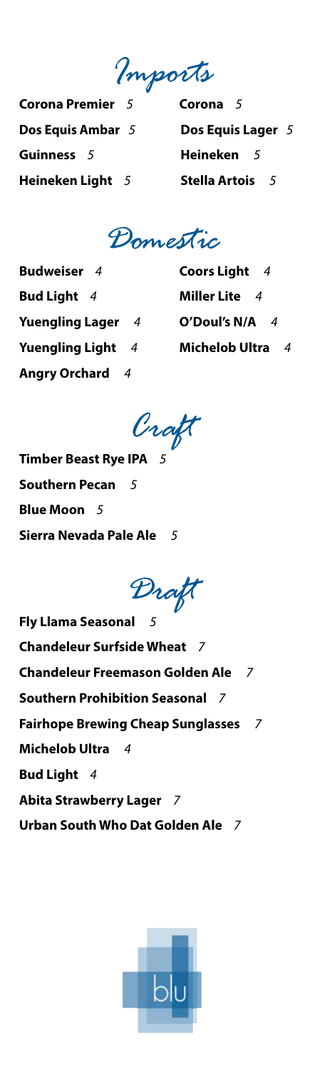# Imports

**Corona Premier** *5*

**Corona** *5*

**Dos Equis Ambar** *5*

**Dos Equis Lager** *5*

**Guinness** *5*

**Heineken** *5*

**Heineken Light** *5*

**Stella Artois** *5*

# Domestic

**Budweiser** *4*

**Coors Light** *4*

**Bud Light** *4*

**Miller Lite** *4*

**Yuengling Lager** *4*

**O'Doul's N/A** *4*

**Yuengling Light** *4*

**Michelob Ultra** *4*

**Angry Orchard** *4*

# Craft

**Timber Beast Rye IPA** *5*

**Southern Pecan** *5*

**Blue Moon** *5*

**Sierra Nevada Pale Ale** *5*

# Draft

**Fly Llama Seasonal** *5*

**Chandeleur Surfside Wheat** *7*

**Chandeleur Freemason Golden Ale** *7*

**Southern Prohibition Seasonal** *7*

**Fairhope Brewing Cheap Sunglasses** *7*

**Michelob Ultra** *4*

**Bud Light** *4*

**Abita Strawberry Lager** *7*

**Urban South Who Dat Golden Ale** *7*

blu